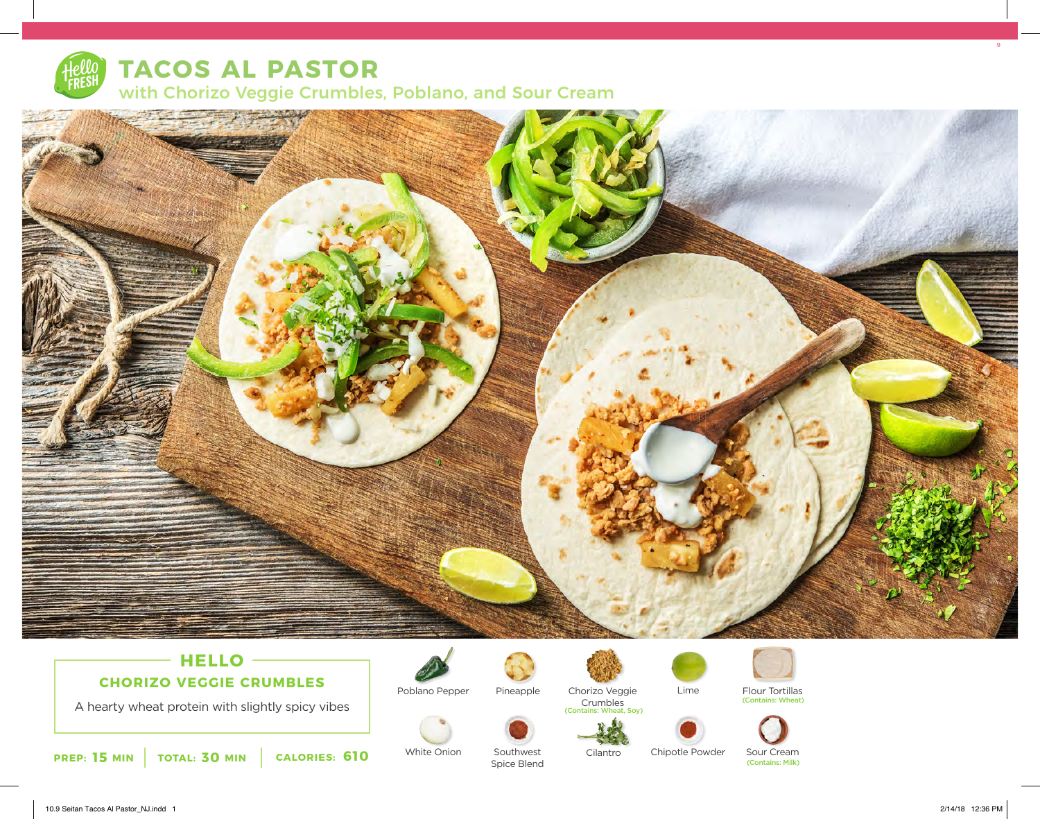# TACOS AL PASTOR

## with Chorizo Veggie Crumbles, Poblano, and Sour Cream

### HELLO

**CHORIZO VEGGIE CRUMBLES**

A hearty wheat protein with slightly spicy vibes

**PREP: 15 MIN** | **TOTAL: 30 MIN** | **CALORIES: 610**

- Poblano Pepper
- Pineapple
- Chorizo Veggie Crumbles (Contains: Wheat, Soy)
- Lime
- Flour Tortillas (Contains: Wheat)
- White Onion
- Southwest Spice Blend
- Cilantro
- Chipotle Powder
- Sour Cream (Contains: Milk)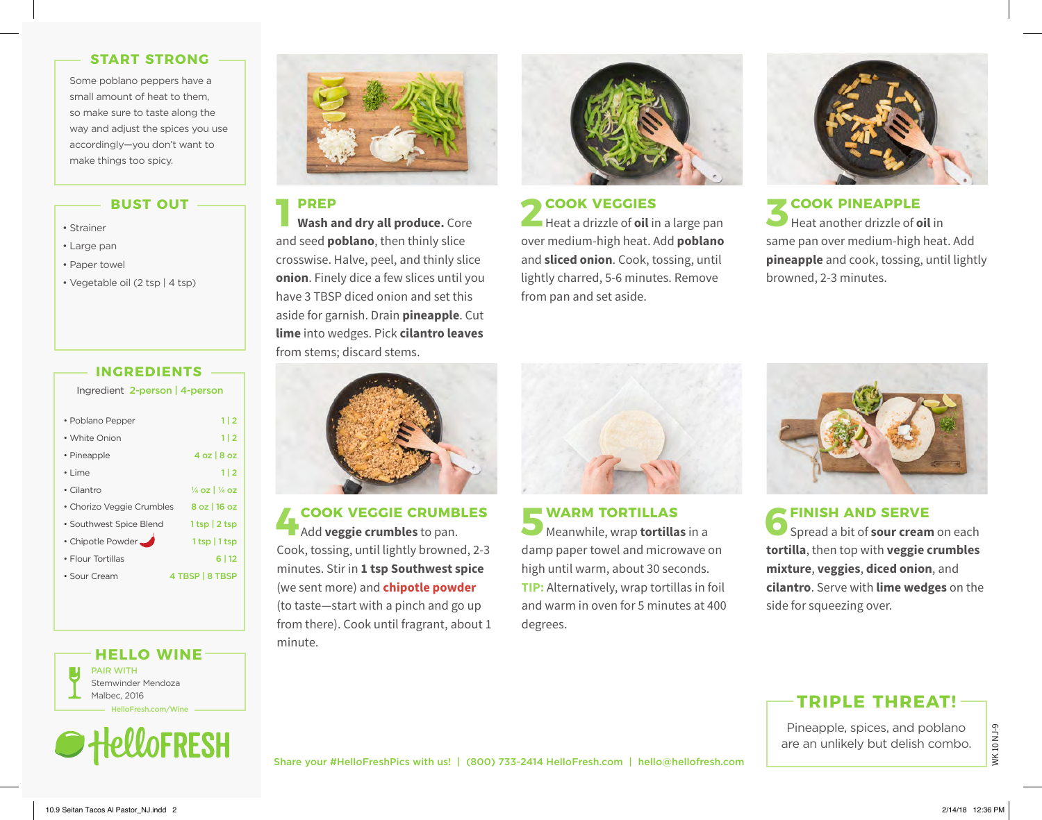## START STRONG

Some poblano peppers have a small amount of heat to them, so make sure to taste along the way and adjust the spices you use accordingly—you don't want to make things too spicy.

## BUST OUT

- Strainer
- Large pan
- Paper towel
- Vegetable oil (2 tsp | 4 tsp)

## INGREDIENTS

| Ingredient | 2-person \| 4-person |
|---|---|
| Poblano Pepper | 1 \| 2 |
| White Onion | 1 \| 2 |
| Pineapple | 4 oz \| 8 oz |
| Lime | 1 \| 2 |
| Cilantro | ¼ oz \| ¼ oz |
| Chorizo Veggie Crumbles | 8 oz \| 16 oz |
| Southwest Spice Blend | 1 tsp \| 2 tsp |
| Chipotle Powder | 1 tsp \| 1 tsp |
| Flour Tortillas | 6 \| 12 |
| Sour Cream | 4 TBSP \| 8 TBSP |

## HELLO WINE

PAIR WITH
Stemwinder Mendoza Malbec, 2016

HelloFresh.com/Wine

## 1 PREP

**Wash and dry all produce.** Core and seed **poblano**, then thinly slice crosswise. Halve, peel, and thinly slice **onion**. Finely dice a few slices until you have 3 TBSP diced onion and set this aside for garnish. Drain **pineapple**. Cut **lime** into wedges. Pick **cilantro leaves** from stems; discard stems.

## 2 COOK VEGGIES

Heat a drizzle of **oil** in a large pan over medium-high heat. Add **poblano** and **sliced onion**. Cook, tossing, until lightly charred, 5-6 minutes. Remove from pan and set aside.

## 3 COOK PINEAPPLE

Heat another drizzle of **oil** in same pan over medium-high heat. Add **pineapple** and cook, tossing, until lightly browned, 2-3 minutes.

## 4 COOK VEGGIE CRUMBLES

Add **veggie crumbles** to pan. Cook, tossing, until lightly browned, 2-3 minutes. Stir in **1 tsp Southwest spice** (we sent more) and **chipotle powder** (to taste—start with a pinch and go up from there). Cook until fragrant, about 1 minute.

## 5 WARM TORTILLAS

Meanwhile, wrap **tortillas** in a damp paper towel and microwave on high until warm, about 30 seconds. **TIP:** Alternatively, wrap tortillas in foil and warm in oven for 5 minutes at 400 degrees.

## 6 FINISH AND SERVE

Spread a bit of **sour cream** on each **tortilla**, then top with **veggie crumbles mixture**, **veggies**, **diced onion**, and **cilantro**. Serve with **lime wedges** on the side for squeezing over.

## TRIPLE THREAT!

Pineapple, spices, and poblano are an unlikely but delish combo.

Share your #HelloFreshPics with us! | (800) 733-2414 HelloFresh.com | hello@hellofresh.com

WK 10 NJ-9